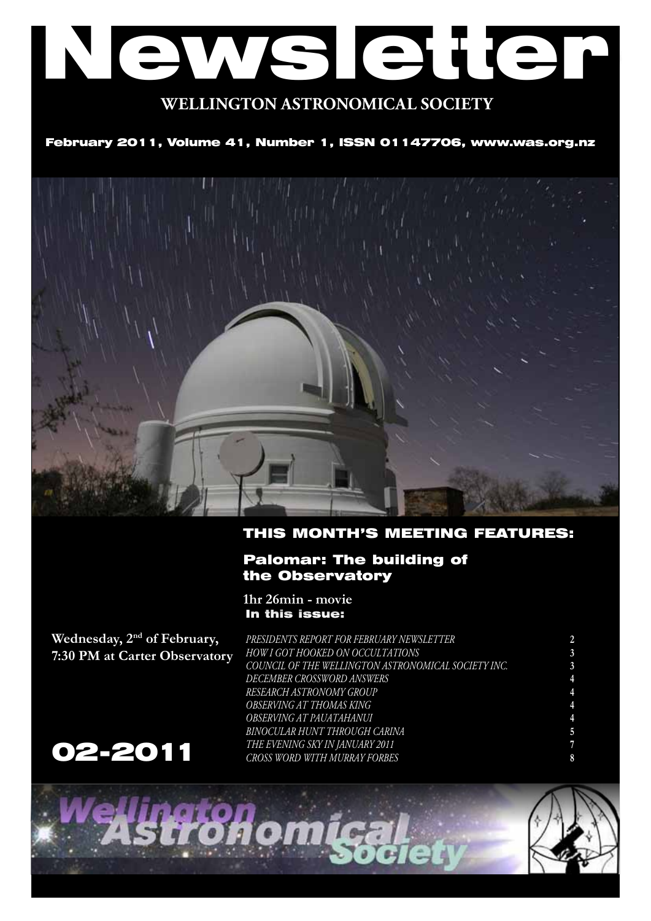# Newsletter

## WELLINGTON ASTRONOMICAL SOCIETY

**February 2011, Volume 41, Number 1, ISSN 01147706, www.was.org.nz**

### THIS MONTH'S MEETING FEATURES:

**Palomar: The building of the Observatory**

**1hr 26min - movie**

**Wednesday, 2nd of February, 7:30 PM at Carter Observatory**

### 02-2011

### In this issue:

| | |
|---|---|
| *PRESIDENTS REPORT FOR FEBRUARY NEWSLETTER* | 2 |
| *HOW I GOT HOOKED ON OCCULTATIONS* | 3 |
| *COUNCIL OF THE WELLINGTON ASTRONOMICAL SOCIETY INC.* | 3 |
| *DECEMBER CROSSWORD ANSWERS* | 4 |
| *RESEARCH ASTRONOMY GROUP* | 4 |
| *OBSERVING AT THOMAS KING* | 4 |
| *OBSERVING AT PAUATAHANUI* | 4 |
| *BINOCULAR HUNT THROUGH CARINA* | 5 |
| *THE EVENING SKY IN JANUARY 2011* | 7 |
| *CROSS WORD WITH MURRAY FORBES* | 8 |

Wellington Astronomical Society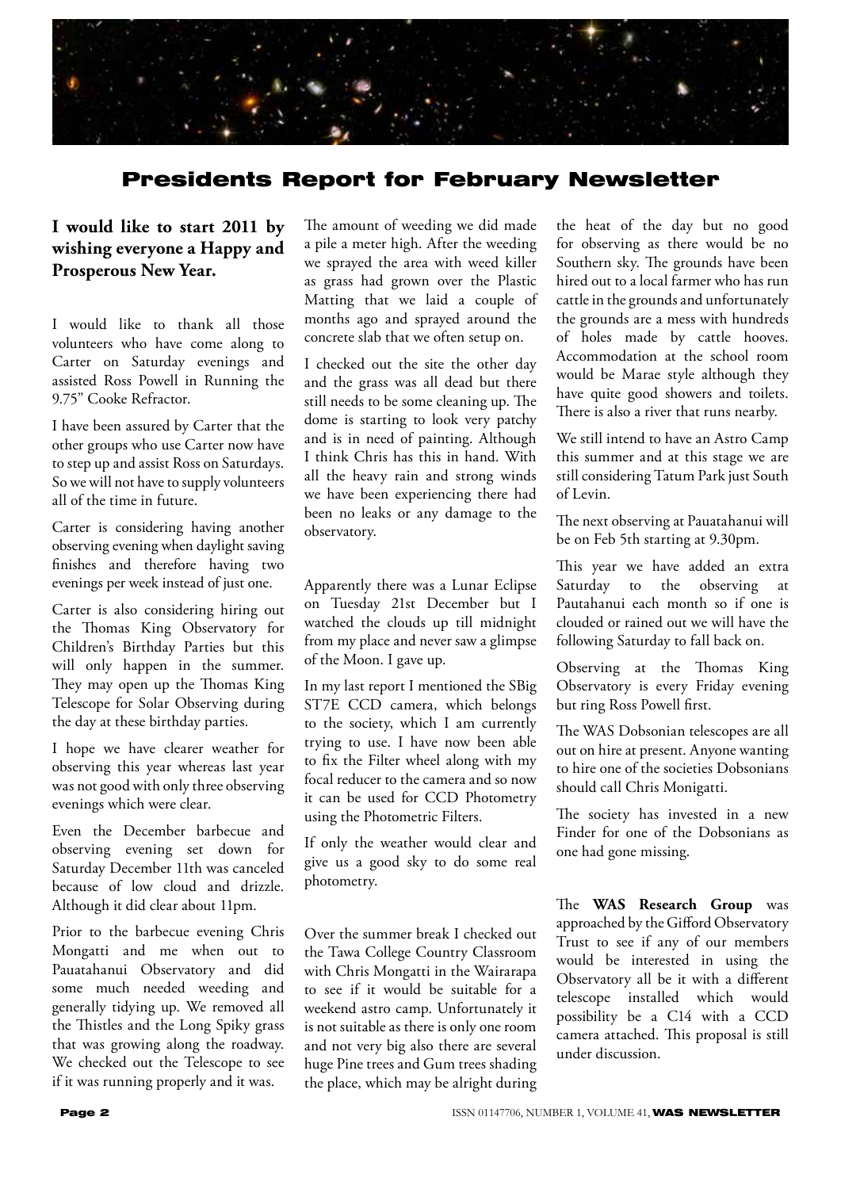# Presidents Report for February Newsletter

**I would like to start 2011 by wishing everyone a Happy and Prosperous New Year.**

I would like to thank all those volunteers who have come along to Carter on Saturday evenings and assisted Ross Powell in Running the 9.75" Cooke Refractor.

I have been assured by Carter that the other groups who use Carter now have to step up and assist Ross on Saturdays. So we will not have to supply volunteers all of the time in future.

Carter is considering having another observing evening when daylight saving finishes and therefore having two evenings per week instead of just one.

Carter is also considering hiring out the Thomas King Observatory for Children's Birthday Parties but this will only happen in the summer. They may open up the Thomas King Telescope for Solar Observing during the day at these birthday parties.

I hope we have clearer weather for observing this year whereas last year was not good with only three observing evenings which were clear.

Even the December barbecue and observing evening set down for Saturday December 11th was canceled because of low cloud and drizzle. Although it did clear about 11pm.

Prior to the barbecue evening Chris Mongatti and me when out to Pauatahanui Observatory and did some much needed weeding and generally tidying up. We removed all the Thistles and the Long Spiky grass that was growing along the roadway. We checked out the Telescope to see if it was running properly and it was.

The amount of weeding we did made a pile a meter high. After the weeding we sprayed the area with weed killer as grass had grown over the Plastic Matting that we laid a couple of months ago and sprayed around the concrete slab that we often setup on.

I checked out the site the other day and the grass was all dead but there still needs to be some cleaning up. The dome is starting to look very patchy and is in need of painting. Although I think Chris has this in hand. With all the heavy rain and strong winds we have been experiencing there had been no leaks or any damage to the observatory.

Apparently there was a Lunar Eclipse on Tuesday 21st December but I watched the clouds up till midnight from my place and never saw a glimpse of the Moon. I gave up.

In my last report I mentioned the SBig ST7E CCD camera, which belongs to the society, which I am currently trying to use. I have now been able to fix the Filter wheel along with my focal reducer to the camera and so now it can be used for CCD Photometry using the Photometric Filters.

If only the weather would clear and give us a good sky to do some real photometry.

Over the summer break I checked out the Tawa College Country Classroom with Chris Mongatti in the Wairarapa to see if it would be suitable for a weekend astro camp. Unfortunately it is not suitable as there is only one room and not very big also there are several huge Pine trees and Gum trees shading the place, which may be alright during the heat of the day but no good for observing as there would be no Southern sky. The grounds have been hired out to a local farmer who has run cattle in the grounds and unfortunately the grounds are a mess with hundreds of holes made by cattle hooves. Accommodation at the school room would be Marae style although they have quite good showers and toilets. There is also a river that runs nearby.

We still intend to have an Astro Camp this summer and at this stage we are still considering Tatum Park just South of Levin.

The next observing at Pauatahanui will be on Feb 5th starting at 9.30pm.

This year we have added an extra Saturday to the observing at Pautahanui each month so if one is clouded or rained out we will have the following Saturday to fall back on.

Observing at the Thomas King Observatory is every Friday evening but ring Ross Powell first.

The WAS Dobsonian telescopes are all out on hire at present. Anyone wanting to hire one of the societies Dobsonians should call Chris Monigatti.

The society has invested in a new Finder for one of the Dobsonians as one had gone missing.

The **WAS Research Group** was approached by the Gifford Observatory Trust to see if any of our members would be interested in using the Observatory all be it with a different telescope installed which would possibility be a C14 with a CCD camera attached. This proposal is still under discussion.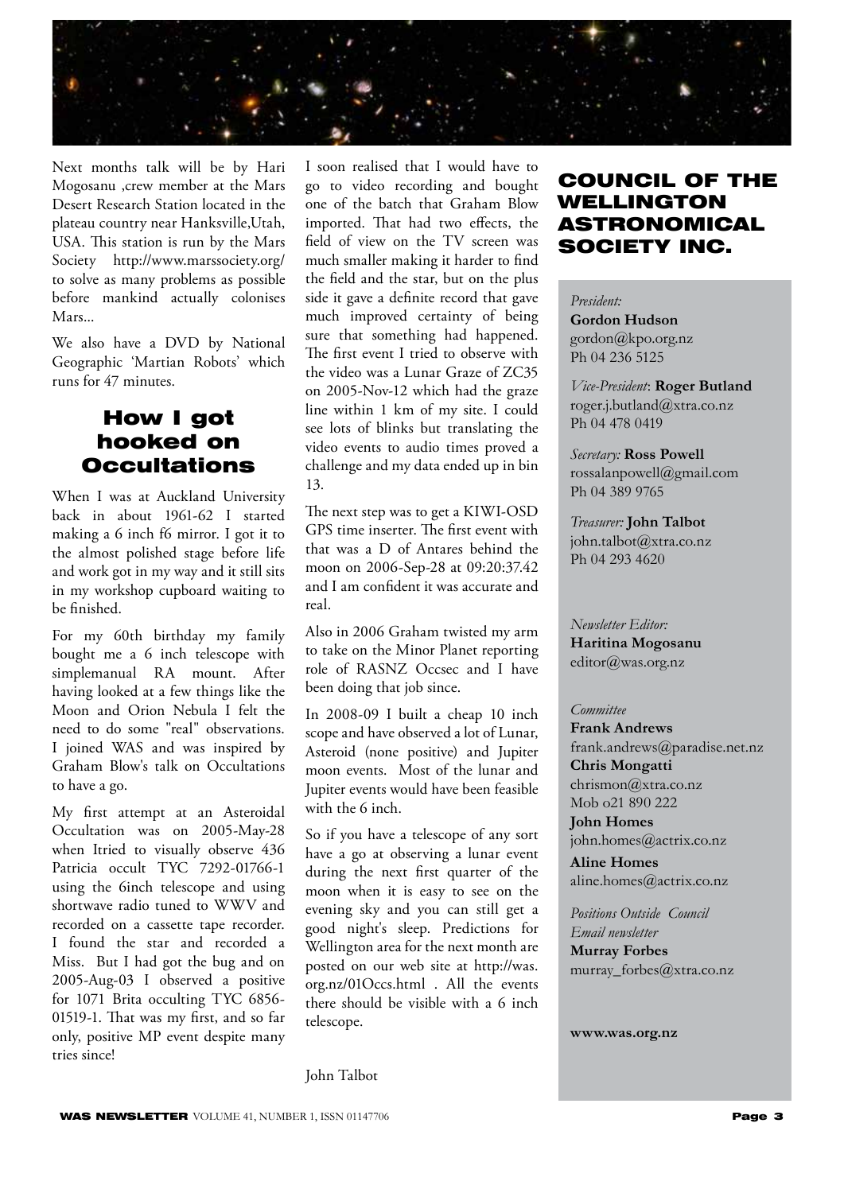Next months talk will be by Hari Mogosanu ,crew member at the Mars Desert Research Station located in the plateau country near Hanksville,Utah, USA. This station is run by the Mars Society http://www.marssociety.org/ to solve as many problems as possible before mankind actually colonises Mars...

We also have a DVD by National Geographic 'Martian Robots' which runs for 47 minutes.

## How I got hooked on Occultations

When I was at Auckland University back in about 1961-62 I started making a 6 inch f6 mirror. I got it to the almost polished stage before life and work got in my way and it still sits in my workshop cupboard waiting to be finished.

For my 60th birthday my family bought me a 6 inch telescope with simplemanual RA mount. After having looked at a few things like the Moon and Orion Nebula I felt the need to do some "real" observations. I joined WAS and was inspired by Graham Blow's talk on Occultations to have a go.

My first attempt at an Asteroidal Occultation was on 2005-May-28 when Itried to visually observe 436 Patricia occult TYC 7292-01766-1 using the 6inch telescope and using shortwave radio tuned to WWV and recorded on a cassette tape recorder. I found the star and recorded a Miss. But I had got the bug and on 2005-Aug-03 I observed a positive for 1071 Brita occulting TYC 6856-01519-1. That was my first, and so far only, positive MP event despite many tries since!

I soon realised that I would have to go to video recording and bought one of the batch that Graham Blow imported. That had two effects, the field of view on the TV screen was much smaller making it harder to find the field and the star, but on the plus side it gave a definite record that gave much improved certainty of being sure that something had happened. The first event I tried to observe with the video was a Lunar Graze of ZC35 on 2005-Nov-12 which had the graze line within 1 km of my site. I could see lots of blinks but translating the video events to audio times proved a challenge and my data ended up in bin 13.

The next step was to get a KIWI-OSD GPS time inserter. The first event with that was a D of Antares behind the moon on 2006-Sep-28 at 09:20:37.42 and I am confident it was accurate and real.

Also in 2006 Graham twisted my arm to take on the Minor Planet reporting role of RASNZ Occsec and I have been doing that job since.

In 2008-09 I built a cheap 10 inch scope and have observed a lot of Lunar, Asteroid (none positive) and Jupiter moon events. Most of the lunar and Jupiter events would have been feasible with the 6 inch.

So if you have a telescope of any sort have a go at observing a lunar event during the next first quarter of the moon when it is easy to see on the evening sky and you can still get a good night's sleep. Predictions for Wellington area for the next month are posted on our web site at http://was.org.nz/01Occs.html . All the events there should be visible with a 6 inch telescope.

John Talbot

## COUNCIL OF THE WELLINGTON ASTRONOMICAL SOCIETY INC.

*President:*
**Gordon Hudson**
gordon@kpo.org.nz
Ph 04 236 5125

*Vice-President*: **Roger Butland**
roger.j.butland@xtra.co.nz
Ph 04 478 0419

*Secretary:* **Ross Powell**
rossalanpowell@gmail.com
Ph 04 389 9765

*Treasurer:* **John Talbot**
john.talbot@xtra.co.nz
Ph 04 293 4620

*Newsletter Editor:*
**Haritina Mogosanu**
editor@was.org.nz

*Committee*
**Frank Andrews**
frank.andrews@paradise.net.nz
**Chris Mongatti**
chrismon@xtra.co.nz
Mob o21 890 222
**John Homes**
john.homes@actrix.co.nz
**Aline Homes**
aline.homes@actrix.co.nz

*Positions Outside Council*
*Email newsletter*
**Murray Forbes**
murray_forbes@xtra.co.nz

**www.was.org.nz**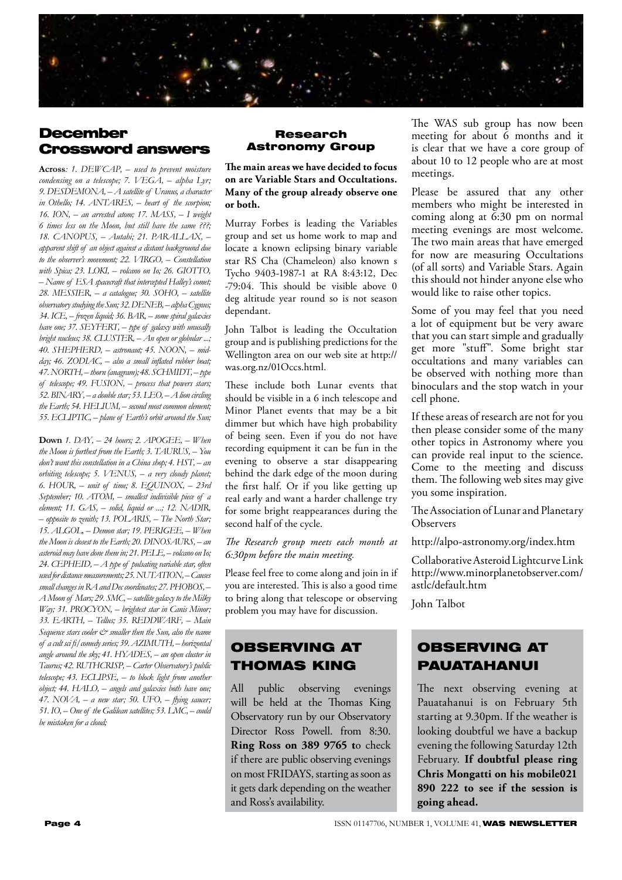## December Crossword answers

**Across***: 1. DEWCAP, – used to prevent moisture condensing on a telescope; 7. VEGA, – alpha Lyr; 9. DESDEMONA, – A satellite of Uranus, a character in Othello; 14. ANTARES, – heart of the scorpion; 16. ION, – an arrested atom; 17. MASS, – I weight 6 times less on the Moon, but still have the same ???; 18. CANOPUS, – Autahi; 21. PARALLAX, – apparent shift of an object against a distant background due to the observer's movement; 22. VIRGO, – Constellation with Spica; 23. LOKI, – volcano on Io; 26. GIOTTO, – Name of ESA spacecraft that intercepted Halley's comet; 28. MESSIER, – a catalogue; 30. SOHO, – satellite observatory studying the Sun; 32. DENEB, – alpha Cygnus; 34. ICE, – frozen liquid; 36. BAR, – some spiral galaxies have one; 37. SEYFERT, – type of galaxy with unusally bright nucleus; 38. CLUSTER, – An open or globular ...; 40. SHEPHERD, – astronaut; 45. NOON, – mid-day; 46. ZODIAC, – also a small inflated rubber boat; 47. NORTH, – thorn (anagram); 48. SCHMIDT, – type of telescope; 49. FUSION, – process that powers stars; 52. BINARY, – a double star; 53. LEO, – A lion circling the Earth; 54. HELIUM, – second most common element; 55. ECLIPTIC, – plane of Earth's orbit around the Sun;*

**Down** *1. DAY, – 24 hours; 2. APOGEE, – When the Moon is furthest from the Earth; 3. TAURUS, – You don't want this constellation in a China shop; 4. HST, – an orbiting telescope; 5. VENUS, – a very cloudy planet; 6. HOUR, – unit of time; 8. EQUINOX, – 23rd September; 10. ATOM, – smallest indivisible piece of a element; 11. GAS, – solid, liquid or ...; 12. NADIR, – opposite to zenith; 13. POLARIS, – The North Star; 15. ALGOL, – Demon star; 19. PERIGEE, – When the Moon is closest to the Earth; 20. DINOSAURS, – an asteroid may have done them in; 21. PELE, – volcano on Io; 24. CEPHEID, – A type of pulsating variable star, often used for distance measurements; 25. NUTATION, – Causes small changes in RA and Dec coordinates; 27. PHOBOS, – A Moon of Mars; 29. SMC, – satellite galaxy to the Milky Way; 31. PROCYON, – brightest star in Canis Minor; 33. EARTH, – Tellus; 35. REDDWARF, – Main Sequence stars cooler & smaller then the Sun, also the name of a cult sci fi/comedy series; 39. AZIMUTH, – horizontal angle around the sky; 41. HYADES, – an open cluster in Taurus; 42. RUTHCRISP, – Carter Observatory's public telescope; 43. ECLIPSE, – to block light from another object; 44. HALO, – angels and galaxies both have one; 47. NOVA, – a new star; 50. UFO, – flying saucer; 51. IO, – One of the Galilean satellites; 53. LMC, – could be mistaken for a cloud;*

## Research Astronomy Group

**The main areas we have decided to focus on are Variable Stars and Occultations. Many of the group already observe one or both.**

Murray Forbes is leading the Variables group and set us home work to map and locate a known eclipsing binary variable star RS Cha (Chameleon) also known s Tycho 9403-1987-1 at RA 8:43:12, Dec -79:04. This should be visible above 0 deg altitude year round so is not season dependant.

John Talbot is leading the Occultation group and is publishing predictions for the Wellington area on our web site at http://was.org.nz/01Occs.html.

These include both Lunar events that should be visible in a 6 inch telescope and Minor Planet events that may be a bit dimmer but which have high probability of being seen. Even if you do not have recording equipment it can be fun in the evening to observe a star disappearing behind the dark edge of the moon during the first half. Or if you like getting up real early and want a harder challenge try for some bright reappearances during the second half of the cycle.

*The Research group meets each month at 6:30pm before the main meeting.*

Please feel free to come along and join in if you are interested. This is also a good time to bring along that telescope or observing problem you may have for discussion.

The WAS sub group has now been meeting for about 6 months and it is clear that we have a core group of about 10 to 12 people who are at most meetings.

Please be assured that any other members who might be interested in coming along at 6:30 pm on normal meeting evenings are most welcome. The two main areas that have emerged for now are measuring Occultations (of all sorts) and Variable Stars. Again this should not hinder anyone else who would like to raise other topics.

Some of you may feel that you need a lot of equipment but be very aware that you can start simple and gradually get more "stuff". Some bright star occultations and many variables can be observed with nothing more than binoculars and the stop watch in your cell phone.

If these areas of research are not for you then please consider some of the many other topics in Astronomy where you can provide real input to the science. Come to the meeting and discuss them. The following web sites may give you some inspiration.

The Association of Lunar and Planetary Observers

http://alpo-astronomy.org/index.htm

Collaborative Asteroid Lightcurve Link http://www.minorplanetobserver.com/astlc/default.htm

John Talbot

## Observing at Thomas King

All public observing evenings will be held at the Thomas King Observatory run by our Observatory Director Ross Powell. from 8:30. **Ring Ross on 389 9765 t**o check if there are public observing evenings on most FRIDAYS, starting as soon as it gets dark depending on the weather and Ross's availability.

## Observing at Pauatahanui

The next observing evening at Pauatahanui is on February 5th starting at 9.30pm. If the weather is looking doubtful we have a backup evening the following Saturday 12th February. **If doubtful please ring Chris Mongatti on his mobile021 890 222 to see if the session is going ahead.**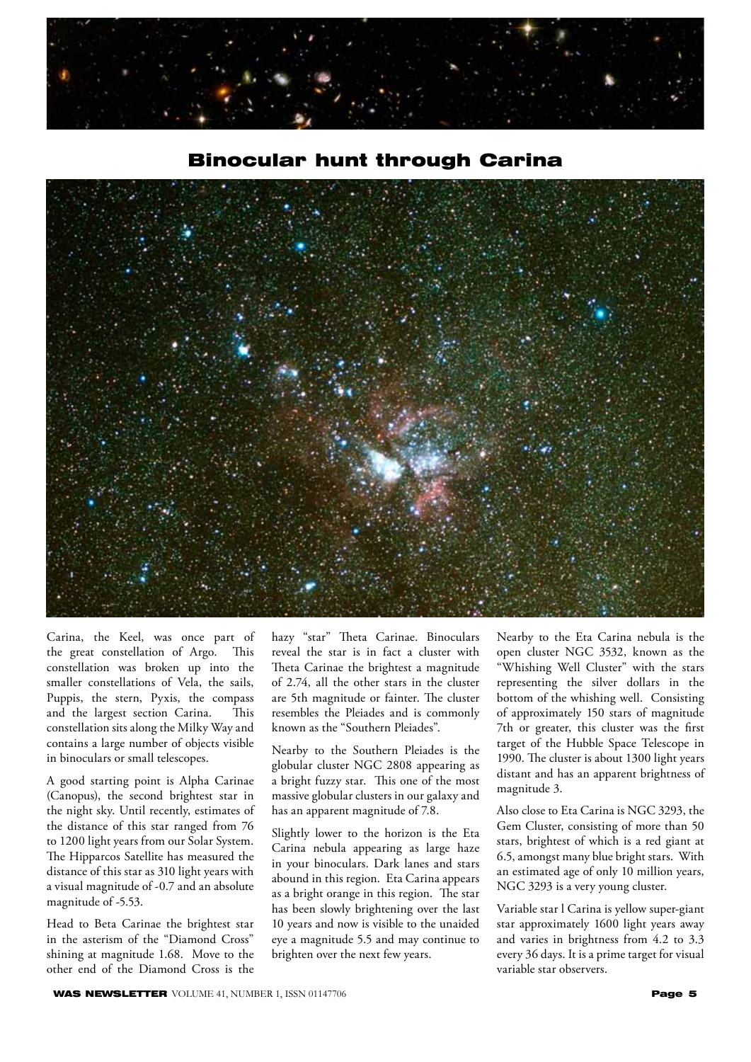# Binocular hunt through Carina

Carina, the Keel, was once part of the great constellation of Argo. This constellation was broken up into the smaller constellations of Vela, the sails, Puppis, the stern, Pyxis, the compass and the largest section Carina. This constellation sits along the Milky Way and contains a large number of objects visible in binoculars or small telescopes.

A good starting point is Alpha Carinae (Canopus), the second brightest star in the night sky. Until recently, estimates of the distance of this star ranged from 76 to 1200 light years from our Solar System. The Hipparcos Satellite has measured the distance of this star as 310 light years with a visual magnitude of -0.7 and an absolute magnitude of -5.53.

Head to Beta Carinae the brightest star in the asterism of the "Diamond Cross" shining at magnitude 1.68. Move to the other end of the Diamond Cross is the hazy "star" Theta Carinae. Binoculars reveal the star is in fact a cluster with Theta Carinae the brightest a magnitude of 2.74, all the other stars in the cluster are 5th magnitude or fainter. The cluster resembles the Pleiades and is commonly known as the "Southern Pleiades".

Nearby to the Southern Pleiades is the globular cluster NGC 2808 appearing as a bright fuzzy star. This one of the most massive globular clusters in our galaxy and has an apparent magnitude of 7.8.

Slightly lower to the horizon is the Eta Carina nebula appearing as large haze in your binoculars. Dark lanes and stars abound in this region. Eta Carina appears as a bright orange in this region. The star has been slowly brightening over the last 10 years and now is visible to the unaided eye a magnitude 5.5 and may continue to brighten over the next few years.

Nearby to the Eta Carina nebula is the open cluster NGC 3532, known as the "Whishing Well Cluster" with the stars representing the silver dollars in the bottom of the whishing well. Consisting of approximately 150 stars of magnitude 7th or greater, this cluster was the first target of the Hubble Space Telescope in 1990. The cluster is about 1300 light years distant and has an apparent brightness of magnitude 3.

Also close to Eta Carina is NGC 3293, the Gem Cluster, consisting of more than 50 stars, brightest of which is a red giant at 6.5, amongst many blue bright stars. With an estimated age of only 10 million years, NGC 3293 is a very young cluster.

Variable star l Carina is yellow super-giant star approximately 1600 light years away and varies in brightness from 4.2 to 3.3 every 36 days. It is a prime target for visual variable star observers.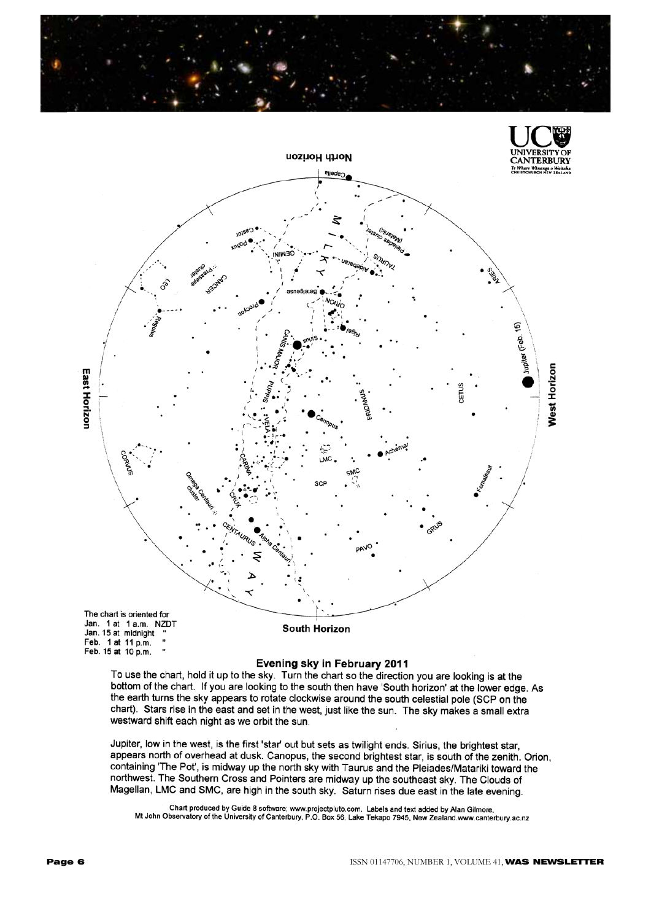North Horizon

East Horizon

West Horizon

South Horizon

Capella

Castor

Pollux

GEMINI

M I L K Y

Pleiades cluster (Matariki)

TAURUS

Aldebaran

ARIES

Praesepe cluster

CANCER

LEO

Regulus

Betelgeuse

ORION

Procyon

Rigel

Jupiter (Feb. 15)

Sirius

CANIS MAJOR

PUPPIS

ERIDANUS

CETUS

Canopus

VELA

LMC

Achernar

CORVUS

CARINA

SMC

SCP

Fomalhaut

Omega Centauri cluster

CRUX

GRUS

CENTAURUS

Alpha Centauri

W A Y

PAVO

The chart is oriented for
Jan. 1 at 1 a.m. NZDT
Jan. 15 at midnight "
Feb. 1 at 11 p.m. "
Feb. 15 at 10 p.m. "

## Evening sky in February 2011

To use the chart, hold it up to the sky. Turn the chart so the direction you are looking is at the bottom of the chart. If you are looking to the south then have 'South horizon' at the lower edge. As the earth turns the sky appears to rotate clockwise around the south celestial pole (SCP on the chart). Stars rise in the east and set in the west, just like the sun. The sky makes a small extra westward shift each night as we orbit the sun.

Jupiter, low in the west, is the first 'star' out but sets as twilight ends. Sirius, the brightest star, appears north of overhead at dusk. Canopus, the second brightest star, is south of the zenith. Orion, containing 'The Pot', is midway up the north sky with Taurus and the Pleiades/Matariki toward the northwest. The Southern Cross and Pointers are midway up the southeast sky. The Clouds of Magellan, LMC and SMC, are high in the south sky. Saturn rises due east in the late evening.

Chart produced by Guide 8 software; www.projectpluto.com. Labels and text added by Alan Gilmore, Mt John Observatory of the University of Canterbury, P.O. Box 56, Lake Tekapo 7945, New Zealand.www.canterbury.ac.nz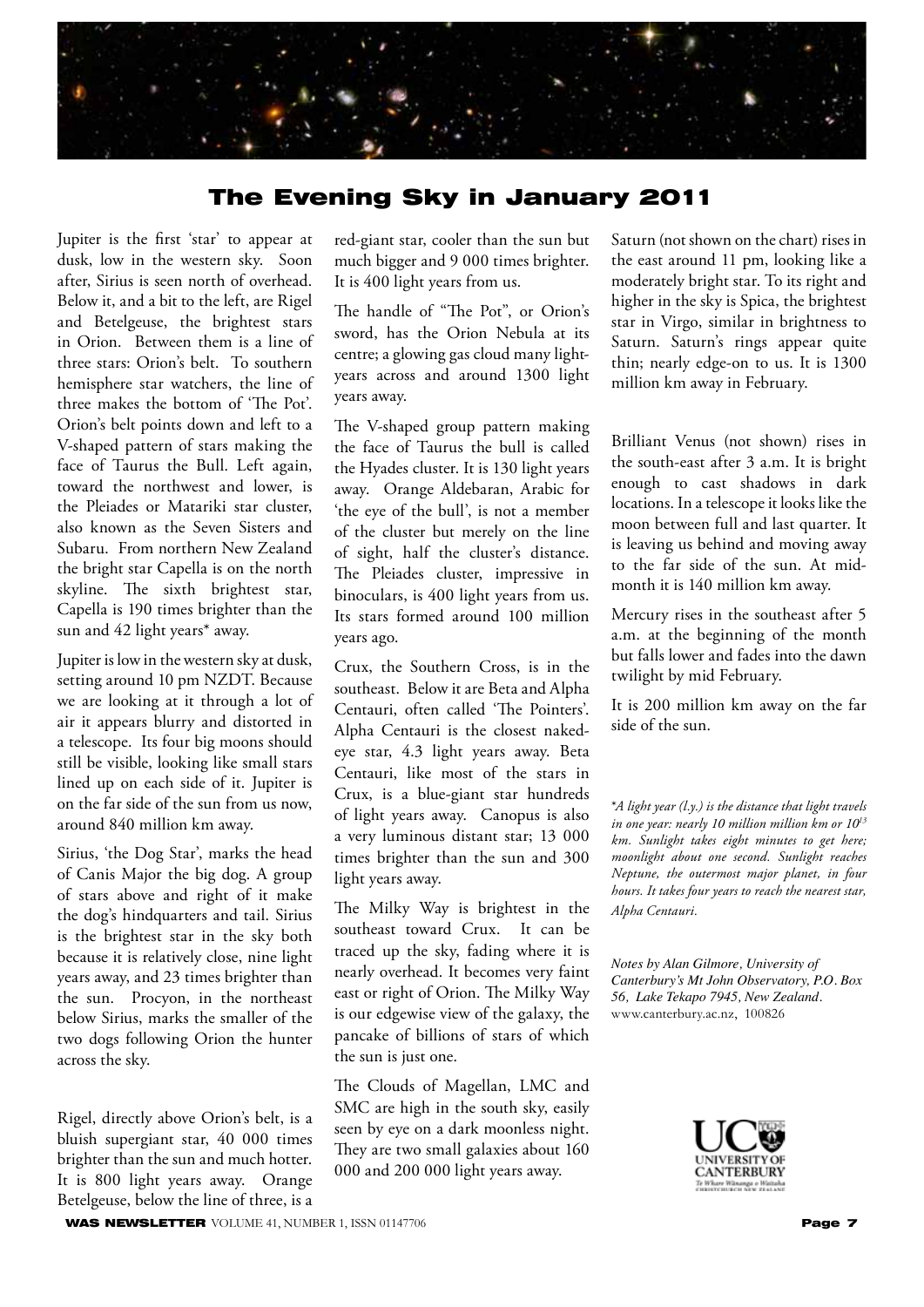# The Evening Sky in January 2011

Jupiter is the first 'star' to appear at dusk, low in the western sky. Soon after, Sirius is seen north of overhead. Below it, and a bit to the left, are Rigel and Betelgeuse, the brightest stars in Orion. Between them is a line of three stars: Orion's belt. To southern hemisphere star watchers, the line of three makes the bottom of 'The Pot'. Orion's belt points down and left to a V-shaped pattern of stars making the face of Taurus the Bull. Left again, toward the northwest and lower, is the Pleiades or Matariki star cluster, also known as the Seven Sisters and Subaru. From northern New Zealand the bright star Capella is on the north skyline. The sixth brightest star, Capella is 190 times brighter than the sun and 42 light years* away.

Jupiter is low in the western sky at dusk, setting around 10 pm NZDT. Because we are looking at it through a lot of air it appears blurry and distorted in a telescope. Its four big moons should still be visible, looking like small stars lined up on each side of it. Jupiter is on the far side of the sun from us now, around 840 million km away.

Sirius, 'the Dog Star', marks the head of Canis Major the big dog. A group of stars above and right of it make the dog's hindquarters and tail. Sirius is the brightest star in the sky both because it is relatively close, nine light years away, and 23 times brighter than the sun. Procyon, in the northeast below Sirius, marks the smaller of the two dogs following Orion the hunter across the sky.

Rigel, directly above Orion's belt, is a bluish supergiant star, 40 000 times brighter than the sun and much hotter. It is 800 light years away. Orange Betelgeuse, below the line of three, is a red-giant star, cooler than the sun but much bigger and 9 000 times brighter. It is 400 light years from us.

The handle of "The Pot", or Orion's sword, has the Orion Nebula at its centre; a glowing gas cloud many light-years across and around 1300 light years away.

The V-shaped group pattern making the face of Taurus the bull is called the Hyades cluster. It is 130 light years away. Orange Aldebaran, Arabic for 'the eye of the bull', is not a member of the cluster but merely on the line of sight, half the cluster's distance. The Pleiades cluster, impressive in binoculars, is 400 light years from us. Its stars formed around 100 million years ago.

Crux, the Southern Cross, is in the southeast. Below it are Beta and Alpha Centauri, often called 'The Pointers'. Alpha Centauri is the closest naked-eye star, 4.3 light years away. Beta Centauri, like most of the stars in Crux, is a blue-giant star hundreds of light years away. Canopus is also a very luminous distant star; 13 000 times brighter than the sun and 300 light years away.

The Milky Way is brightest in the southeast toward Crux. It can be traced up the sky, fading where it is nearly overhead. It becomes very faint east or right of Orion. The Milky Way is our edgewise view of the galaxy, the pancake of billions of stars of which the sun is just one.

The Clouds of Magellan, LMC and SMC are high in the south sky, easily seen by eye on a dark moonless night. They are two small galaxies about 160 000 and 200 000 light years away.

Saturn (not shown on the chart) rises in the east around 11 pm, looking like a moderately bright star. To its right and higher in the sky is Spica, the brightest star in Virgo, similar in brightness to Saturn. Saturn's rings appear quite thin; nearly edge-on to us. It is 1300 million km away in February.

Brilliant Venus (not shown) rises in the south-east after 3 a.m. It is bright enough to cast shadows in dark locations. In a telescope it looks like the moon between full and last quarter. It is leaving us behind and moving away to the far side of the sun. At mid-month it is 140 million km away.

Mercury rises in the southeast after 5 a.m. at the beginning of the month but falls lower and fades into the dawn twilight by mid February.

It is 200 million km away on the far side of the sun.

*\*A light year (l.y.) is the distance that light travels in one year: nearly 10 million million km or $10^{13}$ km. Sunlight takes eight minutes to get here; moonlight about one second. Sunlight reaches Neptune, the outermost major planet, in four hours. It takes four years to reach the nearest star, Alpha Centauri.*

*Notes by Alan Gilmore, University of Canterbury's Mt John Observatory, P.O. Box 56, Lake Tekapo 7945, New Zealand.*
www.canterbury.ac.nz, 100826

UC UNIVERSITY OF CANTERBURY
Te Whare Wānanga o Waitaha
CHRISTCHURCH NEW ZEALAND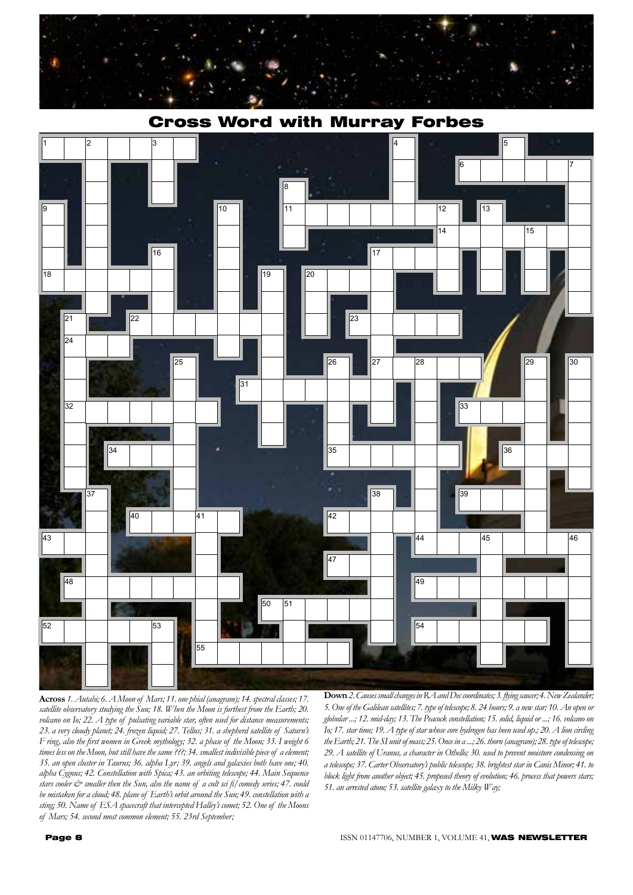# Cross Word with Murray Forbes

**Across** *1. Autahi; 6. A Moon of Mars; 11. one phial (anagram); 14. spectral classes; 17. satellite observatory studying the Sun; 18. When the Moon is furthest from the Earth; 20. volcano on Io; 22. A type of pulsating variable star, often used for distance measurements; 23. a very cloudy planet; 24. frozen liquid; 27. Tellus; 31. a shepherd satellite of Saturn's F ring, also the first women in Greek mythology; 32. a phase of the Moon; 33. I weight 6 times less on the Moon, but still have the same ???; 34. smallest indivisible piece of a element; 35. an open cluster in Taurus; 36. alpha Lyr; 39. angels and galaxies both have one; 40. alpha Cygnus; 42. Constellation with Spica; 43. an orbiting telescope; 44. Main Sequence stars cooler & smaller then the Sun, also the name of a cult sci fi/comedy series; 47. could be mistaken for a cloud; 48. plane of Earth's orbit around the Sun; 49. constellation with a sting; 50. Name of ESA spacecraft that intercepted Halley's comet; 52. One of the Moons of Mars; 54. second most common element; 55. 23rd September;*

**Down** *2. Causes small changes in RA and Dec coordinates; 3. flying saucer; 4. New Zealander; 5. One of the Galilean satellites; 7. type of telescope; 8. 24 hours; 9. a new star; 10. An open or globular ...; 12. mid-day; 13. The Peacock constellation; 15. solid, liquid or ...; 16. volcano on Io; 17. star time; 19. A type of star whose core hydrogen has been used up.; 20. A lion circling the Earth; 21. The SI unit of mass; 25. Once in a ...; 26. thorn (anagram); 28. type of telescope; 29. A satellite of Uranus, a character in Othello; 30. used to prevent moisture condensing on a telescope; 37. Carter Observatory's public telescope; 38. brightest star in Canis Minor; 41. to block light from another object; 45. proposed theory of evolution; 46. process that powers stars; 51. an arrested atom; 53. satellite galaxy to the Milky Way;*